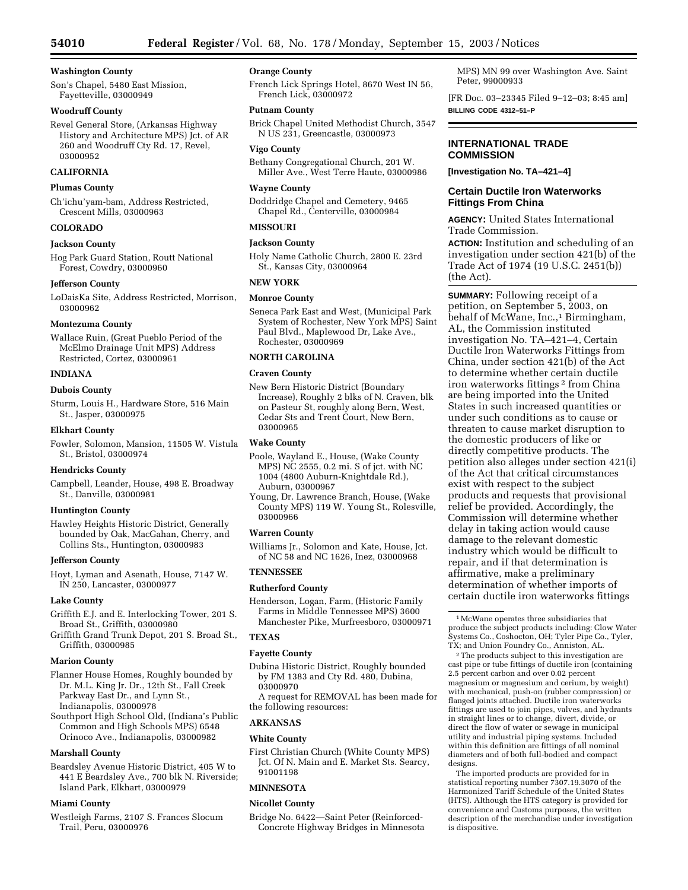**Washington County**

Son's Chapel, 5480 East Mission, Fayetteville, 03000949

**Woodruff County**

Revel General Store, (Arkansas Highway History and Architecture MPS) Jct. of AR 260 and Woodruff Cty Rd. 17, Revel, 03000952

**CALIFORNIA**

**Plumas County**

Ch'ichu'yam-bam, Address Restricted, Crescent Mills, 03000963

**COLORADO**

**Jackson County**

Hog Park Guard Station, Routt National Forest, Cowdry, 03000960

**Jefferson County**

LoDaisKa Site, Address Restricted, Morrison, 03000962

**Montezuma County**

Wallace Ruin, (Great Pueblo Period of the McElmo Drainage Unit MPS) Address Restricted, Cortez, 03000961

**INDIANA**

**Dubois County**

Sturm, Louis H., Hardware Store, 516 Main St., Jasper, 03000975

**Elkhart County**

Fowler, Solomon, Mansion, 11505 W. Vistula St., Bristol, 03000974

**Hendricks County**

Campbell, Leander, House, 498 E. Broadway St., Danville, 03000981

**Huntington County**

Hawley Heights Historic District, Generally bounded by Oak, MacGahan, Cherry, and Collins Sts., Huntington, 03000983

**Jefferson County**

Hoyt, Lyman and Asenath, House, 7147 W. IN 250, Lancaster, 03000977

**Lake County**

Griffith E.J. and E. Interlocking Tower, 201 S. Broad St., Griffith, 03000980

Griffith Grand Trunk Depot, 201 S. Broad St., Griffith, 03000985

**Marion County**

Flanner House Homes, Roughly bounded by Dr. M.L. King Jr. Dr., 12th St., Fall Creek Parkway East Dr., and Lynn St., Indianapolis, 03000978

Southport High School Old, (Indiana's Public Common and High Schools MPS) 6548 Orinoco Ave., Indianapolis, 03000982

**Marshall County**

Beardsley Avenue Historic District, 405 W to 441 E Beardsley Ave., 700 blk N. Riverside; Island Park, Elkhart, 03000979

**Miami County**

Westleigh Farms, 2107 S. Frances Slocum Trail, Peru, 03000976

**Orange County**

French Lick Springs Hotel, 8670 West IN 56, French Lick, 03000972

**Putnam County**

Brick Chapel United Methodist Church, 3547 N US 231, Greencastle, 03000973

**Vigo County**

Bethany Congregational Church, 201 W. Miller Ave., West Terre Haute, 03000986

**Wayne County**

Doddridge Chapel and Cemetery, 9465 Chapel Rd., Centerville, 03000984

**MISSOURI**

**Jackson County**

Holy Name Catholic Church, 2800 E. 23rd St., Kansas City, 03000964

**NEW YORK**

**Monroe County**

Seneca Park East and West, (Municipal Park System of Rochester, New York MPS) Saint Paul Blvd., Maplewood Dr, Lake Ave., Rochester, 03000969

**NORTH CAROLINA**

**Craven County**

New Bern Historic District (Boundary Increase), Roughly 2 blks of N. Craven, blk on Pasteur St, roughly along Bern, West, Cedar Sts and Trent Court, New Bern, 03000965

**Wake County**

Poole, Wayland E., House, (Wake County MPS) NC 2555, 0.2 mi. S of jct. with NC 1004 (4800 Auburn-Knightdale Rd.), Auburn, 03000967

Young, Dr. Lawrence Branch, House, (Wake County MPS) 119 W. Young St., Rolesville, 03000966

**Warren County**

Williams Jr., Solomon and Kate, House, Jct. of NC 58 and NC 1626, Inez, 03000968

**TENNESSEE**

**Rutherford County**

Henderson, Logan, Farm, (Historic Family Farms in Middle Tennessee MPS) 3600 Manchester Pike, Murfreesboro, 03000971

**TEXAS**

**Fayette County**

Dubina Historic District, Roughly bounded by FM 1383 and Cty Rd. 480, Dubina, 03000970

A request for REMOVAL has been made for the following resources:

**ARKANSAS**

**White County**

First Christian Church (White County MPS) Jct. Of N. Main and E. Market Sts. Searcy, 91001198

**MINNESOTA**

**Nicollet County**

Bridge No. 6422—Saint Peter (Reinforced-Concrete Highway Bridges in Minnesota MPS) MN 99 over Washington Ave. Saint Peter, 99000933

[FR Doc. 03–23345 Filed 9–12–03; 8:45 am]

**BILLING CODE 4312–51–P**

## INTERNATIONAL TRADE COMMISSION

**[Investigation No. TA–421–4]**

### Certain Ductile Iron Waterworks Fittings From China

**AGENCY:** United States International Trade Commission.

**ACTION:** Institution and scheduling of an investigation under section 421(b) of the Trade Act of 1974 (19 U.S.C. 2451(b)) (the Act).

**SUMMARY:** Following receipt of a petition, on September 5, 2003, on behalf of McWane, Inc.,[1] Birmingham, AL, the Commission instituted investigation No. TA–421–4, Certain Ductile Iron Waterworks Fittings from China, under section 421(b) of the Act to determine whether certain ductile iron waterworks fittings [2] from China are being imported into the United States in such increased quantities or under such conditions as to cause or threaten to cause market disruption to the domestic producers of like or directly competitive products. The petition also alleges under section 421(i) of the Act that critical circumstances exist with respect to the subject products and requests that provisional relief be provided. Accordingly, the Commission will determine whether delay in taking action would cause damage to the relevant domestic industry which would be difficult to repair, and if that determination is affirmative, make a preliminary determination of whether imports of certain ductile iron waterworks fittings

[1] McWane operates three subsidiaries that produce the subject products including: Clow Water Systems Co., Coshocton, OH; Tyler Pipe Co., Tyler, TX; and Union Foundry Co., Anniston, AL.

[2] The products subject to this investigation are cast pipe or tube fittings of ductile iron (containing 2.5 percent carbon and over 0.02 percent magnesium or magnesium and cerium, by weight) with mechanical, push-on (rubber compression) or flanged joints attached. Ductile iron waterworks fittings are used to join pipes, valves, and hydrants in straight lines or to change, divert, divide, or direct the flow of water or sewage in municipal utility and industrial piping systems. Included within this definition are fittings of all nominal diameters and of both full-bodied and compact designs.

The imported products are provided for in statistical reporting number 7307.19.3070 of the Harmonized Tariff Schedule of the United States (HTS). Although the HTS category is provided for convenience and Customs purposes, the written description of the merchandise under investigation is dispositive.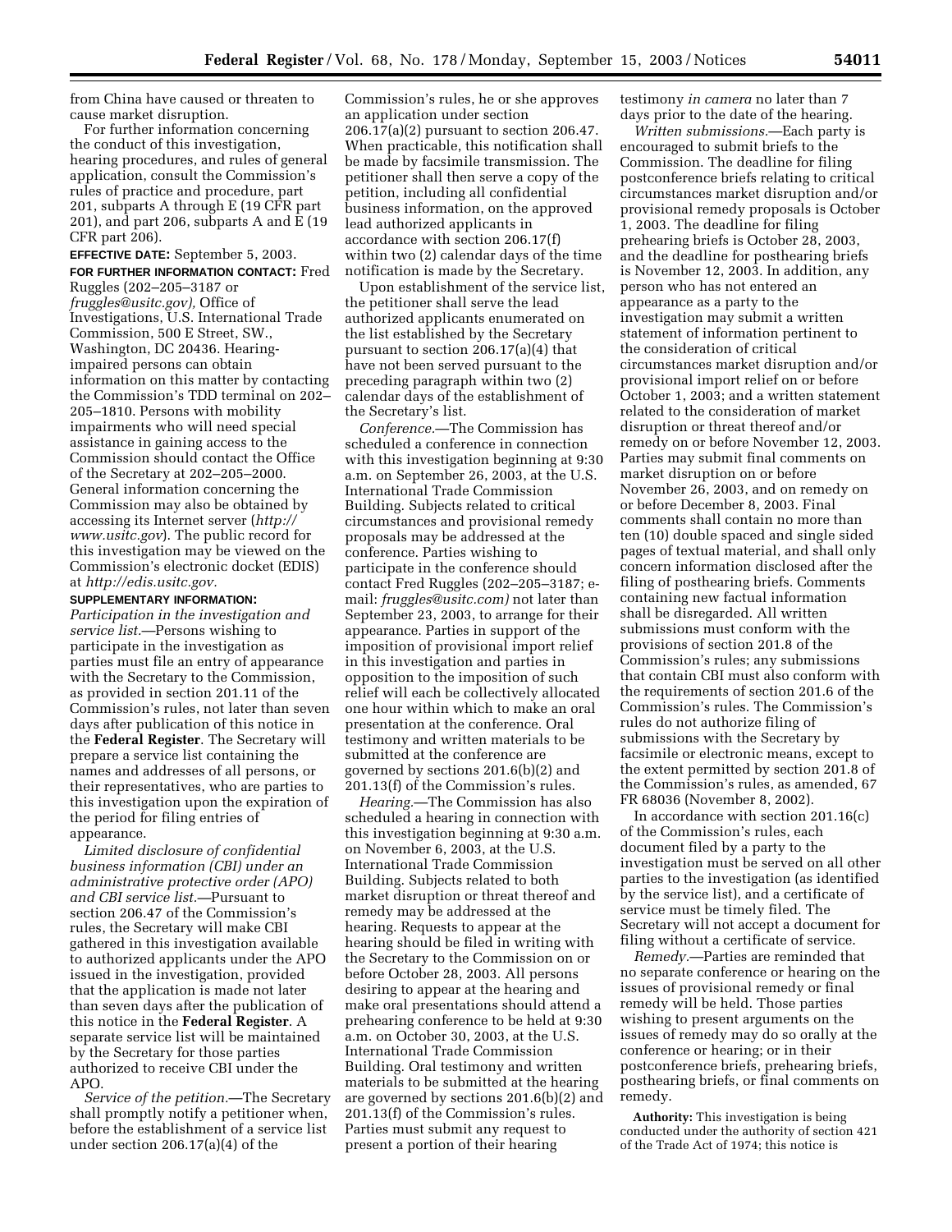from China have caused or threaten to cause market disruption.

For further information concerning the conduct of this investigation, hearing procedures, and rules of general application, consult the Commission's rules of practice and procedure, part 201, subparts A through E (19 CFR part 201), and part 206, subparts A and E (19 CFR part 206).

**EFFECTIVE DATE:** September 5, 2003.

**FOR FURTHER INFORMATION CONTACT:** Fred Ruggles (202–205–3187 or *fruggles@usitc.gov),* Office of Investigations, U.S. International Trade Commission, 500 E Street, SW., Washington, DC 20436. Hearing-impaired persons can obtain information on this matter by contacting the Commission's TDD terminal on 202–205–1810. Persons with mobility impairments who will need special assistance in gaining access to the Commission should contact the Office of the Secretary at 202–205–2000. General information concerning the Commission may also be obtained by accessing its Internet server (*http://www.usitc.gov*). The public record for this investigation may be viewed on the Commission's electronic docket (EDIS) at *http://edis.usitc.gov.*

**SUPPLEMENTARY INFORMATION:**

*Participation in the investigation and service list.*—Persons wishing to participate in the investigation as parties must file an entry of appearance with the Secretary to the Commission, as provided in section 201.11 of the Commission's rules, not later than seven days after publication of this notice in the **Federal Register**. The Secretary will prepare a service list containing the names and addresses of all persons, or their representatives, who are parties to this investigation upon the expiration of the period for filing entries of appearance.

*Limited disclosure of confidential business information (CBI) under an administrative protective order (APO) and CBI service list.*—Pursuant to section 206.47 of the Commission's rules, the Secretary will make CBI gathered in this investigation available to authorized applicants under the APO issued in the investigation, provided that the application is made not later than seven days after the publication of this notice in the **Federal Register**. A separate service list will be maintained by the Secretary for those parties authorized to receive CBI under the APO.

*Service of the petition.*—The Secretary shall promptly notify a petitioner when, before the establishment of a service list under section 206.17(a)(4) of the Commission's rules, he or she approves an application under section 206.17(a)(2) pursuant to section 206.47. When practicable, this notification shall be made by facsimile transmission. The petitioner shall then serve a copy of the petition, including all confidential business information, on the approved lead authorized applicants in accordance with section 206.17(f) within two (2) calendar days of the time notification is made by the Secretary.

Upon establishment of the service list, the petitioner shall serve the lead authorized applicants enumerated on the list established by the Secretary pursuant to section 206.17(a)(4) that have not been served pursuant to the preceding paragraph within two (2) calendar days of the establishment of the Secretary's list.

*Conference.*—The Commission has scheduled a conference in connection with this investigation beginning at 9:30 a.m. on September 26, 2003, at the U.S. International Trade Commission Building. Subjects related to critical circumstances and provisional remedy proposals may be addressed at the conference. Parties wishing to participate in the conference should contact Fred Ruggles (202–205–3187; e-mail: *fruggles@usitc.com)* not later than September 23, 2003, to arrange for their appearance. Parties in support of the imposition of provisional import relief in this investigation and parties in opposition to the imposition of such relief will each be collectively allocated one hour within which to make an oral presentation at the conference. Oral testimony and written materials to be submitted at the conference are governed by sections 201.6(b)(2) and 201.13(f) of the Commission's rules.

*Hearing.*—The Commission has also scheduled a hearing in connection with this investigation beginning at 9:30 a.m. on November 6, 2003, at the U.S. International Trade Commission Building. Subjects related to both market disruption or threat thereof and remedy may be addressed at the hearing. Requests to appear at the hearing should be filed in writing with the Secretary to the Commission on or before October 28, 2003. All persons desiring to appear at the hearing and make oral presentations should attend a prehearing conference to be held at 9:30 a.m. on October 30, 2003, at the U.S. International Trade Commission Building. Oral testimony and written materials to be submitted at the hearing are governed by sections 201.6(b)(2) and 201.13(f) of the Commission's rules. Parties must submit any request to present a portion of their hearing testimony *in camera* no later than 7 days prior to the date of the hearing.

*Written submissions.*—Each party is encouraged to submit briefs to the Commission. The deadline for filing postconference briefs relating to critical circumstances market disruption and/or provisional remedy proposals is October 1, 2003. The deadline for filing prehearing briefs is October 28, 2003, and the deadline for posthearing briefs is November 12, 2003. In addition, any person who has not entered an appearance as a party to the investigation may submit a written statement of information pertinent to the consideration of critical circumstances market disruption and/or provisional import relief on or before October 1, 2003; and a written statement related to the consideration of market disruption or threat thereof and/or remedy on or before November 12, 2003. Parties may submit final comments on market disruption on or before November 26, 2003, and on remedy on or before December 8, 2003. Final comments shall contain no more than ten (10) double spaced and single sided pages of textual material, and shall only concern information disclosed after the filing of posthearing briefs. Comments containing new factual information shall be disregarded. All written submissions must conform with the provisions of section 201.8 of the Commission's rules; any submissions that contain CBI must also conform with the requirements of section 201.6 of the Commission's rules. The Commission's rules do not authorize filing of submissions with the Secretary by facsimile or electronic means, except to the extent permitted by section 201.8 of the Commission's rules, as amended, 67 FR 68036 (November 8, 2002).

In accordance with section 201.16(c) of the Commission's rules, each document filed by a party to the investigation must be served on all other parties to the investigation (as identified by the service list), and a certificate of service must be timely filed. The Secretary will not accept a document for filing without a certificate of service.

*Remedy.*—Parties are reminded that no separate conference or hearing on the issues of provisional remedy or final remedy will be held. Those parties wishing to present arguments on the issues of remedy may do so orally at the conference or hearing; or in their postconference briefs, prehearing briefs, posthearing briefs, or final comments on remedy.

**Authority:** This investigation is being conducted under the authority of section 421 of the Trade Act of 1974; this notice is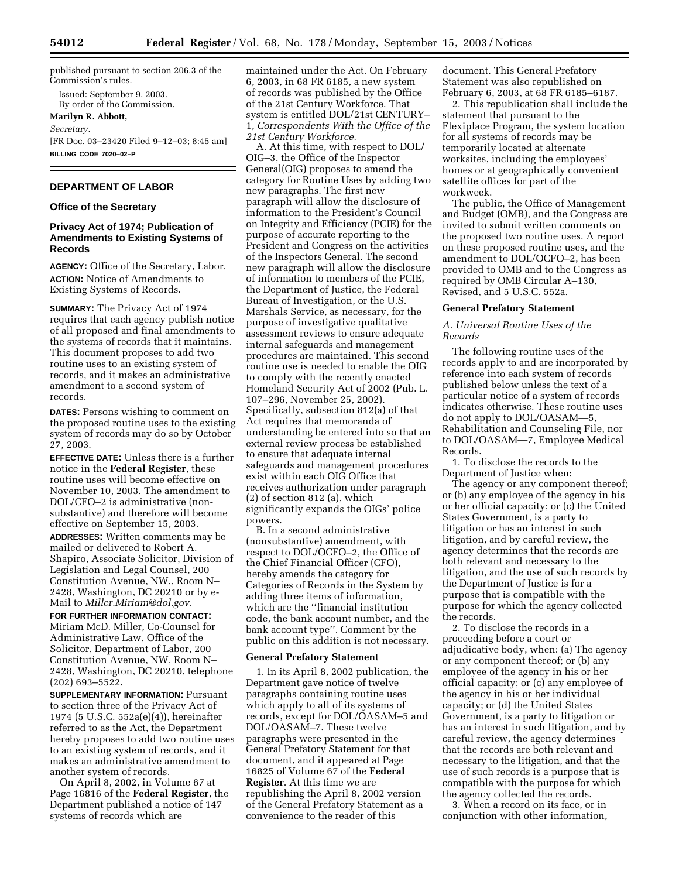published pursuant to section 206.3 of the Commission's rules.

Issued: September 9, 2003.

By order of the Commission.

**Marilyn R. Abbott,**

*Secretary.*

[FR Doc. 03–23420 Filed 9–12–03; 8:45 am]

**BILLING CODE 7020–02–P**

## DEPARTMENT OF LABOR

### Office of the Secretary

### Privacy Act of 1974; Publication of Amendments to Existing Systems of Records

**AGENCY:** Office of the Secretary, Labor.

**ACTION:** Notice of Amendments to Existing Systems of Records.

**SUMMARY:** The Privacy Act of 1974 requires that each agency publish notice of all proposed and final amendments to the systems of records that it maintains. This document proposes to add two routine uses to an existing system of records, and it makes an administrative amendment to a second system of records.

**DATES:** Persons wishing to comment on the proposed routine uses to the existing system of records may do so by October 27, 2003.

**EFFECTIVE DATE:** Unless there is a further notice in the **Federal Register**, these routine uses will become effective on November 10, 2003. The amendment to DOL/CFO–2 is administrative (non-substantive) and therefore will become effective on September 15, 2003.

**ADDRESSES:** Written comments may be mailed or delivered to Robert A. Shapiro, Associate Solicitor, Division of Legislation and Legal Counsel, 200 Constitution Avenue, NW., Room N–2428, Washington, DC 20210 or by e-Mail to *Miller.Miriam@dol.gov.*

**FOR FURTHER INFORMATION CONTACT:** Miriam McD. Miller, Co-Counsel for Administrative Law, Office of the Solicitor, Department of Labor, 200 Constitution Avenue, NW, Room N–2428, Washington, DC 20210, telephone (202) 693–5522.

**SUPPLEMENTARY INFORMATION:** Pursuant to section three of the Privacy Act of 1974 (5 U.S.C. 552a(e)(4)), hereinafter referred to as the Act, the Department hereby proposes to add two routine uses to an existing system of records, and it makes an administrative amendment to another system of records.

On April 8, 2002, in Volume 67 at Page 16816 of the **Federal Register**, the Department published a notice of 147 systems of records which are maintained under the Act. On February 6, 2003, in 68 FR 6185, a new system of records was published by the Office of the 21st Century Workforce. That system is entitled DOL/21st CENTURY–1, *Correspondents With the Office of the 21st Century Workforce.*

A. At this time, with respect to DOL/OIG–3, the Office of the Inspector General(OIG) proposes to amend the category for Routine Uses by adding two new paragraphs. The first new paragraph will allow the disclosure of information to the President's Council on Integrity and Efficiency (PCIE) for the purpose of accurate reporting to the President and Congress on the activities of the Inspectors General. The second new paragraph will allow the disclosure of information to members of the PCIE, the Department of Justice, the Federal Bureau of Investigation, or the U.S. Marshals Service, as necessary, for the purpose of investigative qualitative assessment reviews to ensure adequate internal safeguards and management procedures are maintained. This second routine use is needed to enable the OIG to comply with the recently enacted Homeland Security Act of 2002 (Pub. L. 107–296, November 25, 2002). Specifically, subsection 812(a) of that Act requires that memoranda of understanding be entered into so that an external review process be established to ensure that adequate internal safeguards and management procedures exist within each OIG Office that receives authorization under paragraph (2) of section 812 (a), which significantly expands the OIGs' police powers.

B. In a second administrative (nonsubstantive) amendment, with respect to DOL/OCFO–2, the Office of the Chief Financial Officer (CFO), hereby amends the category for Categories of Records in the System by adding three items of information, which are the ''financial institution code, the bank account number, and the bank account type''. Comment by the public on this addition is not necessary.

#### General Prefatory Statement

1. In its April 8, 2002 publication, the Department gave notice of twelve paragraphs containing routine uses which apply to all of its systems of records, except for DOL/OASAM–5 and DOL/OASAM–7. These twelve paragraphs were presented in the General Prefatory Statement for that document, and it appeared at Page 16825 of Volume 67 of the **Federal Register**. At this time we are republishing the April 8, 2002 version of the General Prefatory Statement as a convenience to the reader of this document. This General Prefatory Statement was also republished on February 6, 2003, at 68 FR 6185–6187.

2. This republication shall include the statement that pursuant to the Flexiplace Program, the system location for all systems of records may be temporarily located at alternate worksites, including the employees' homes or at geographically convenient satellite offices for part of the workweek.

The public, the Office of Management and Budget (OMB), and the Congress are invited to submit written comments on the proposed two routine uses. A report on these proposed routine uses, and the amendment to DOL/OCFO–2, has been provided to OMB and to the Congress as required by OMB Circular A–130, Revised, and 5 U.S.C. 552a.

#### General Prefatory Statement

*A. Universal Routine Uses of the Records*

The following routine uses of the records apply to and are incorporated by reference into each system of records published below unless the text of a particular notice of a system of records indicates otherwise. These routine uses do not apply to DOL/OASAM—5, Rehabilitation and Counseling File, nor to DOL/OASAM—7, Employee Medical Records.

1. To disclose the records to the Department of Justice when:

The agency or any component thereof; or (b) any employee of the agency in his or her official capacity; or (c) the United States Government, is a party to litigation or has an interest in such litigation, and by careful review, the agency determines that the records are both relevant and necessary to the litigation, and the use of such records by the Department of Justice is for a purpose that is compatible with the purpose for which the agency collected the records.

2. To disclose the records in a proceeding before a court or adjudicative body, when: (a) The agency or any component thereof; or (b) any employee of the agency in his or her official capacity; or (c) any employee of the agency in his or her individual capacity; or (d) the United States Government, is a party to litigation or has an interest in such litigation, and by careful review, the agency determines that the records are both relevant and necessary to the litigation, and that the use of such records is a purpose that is compatible with the purpose for which the agency collected the records.

3. When a record on its face, or in conjunction with other information,